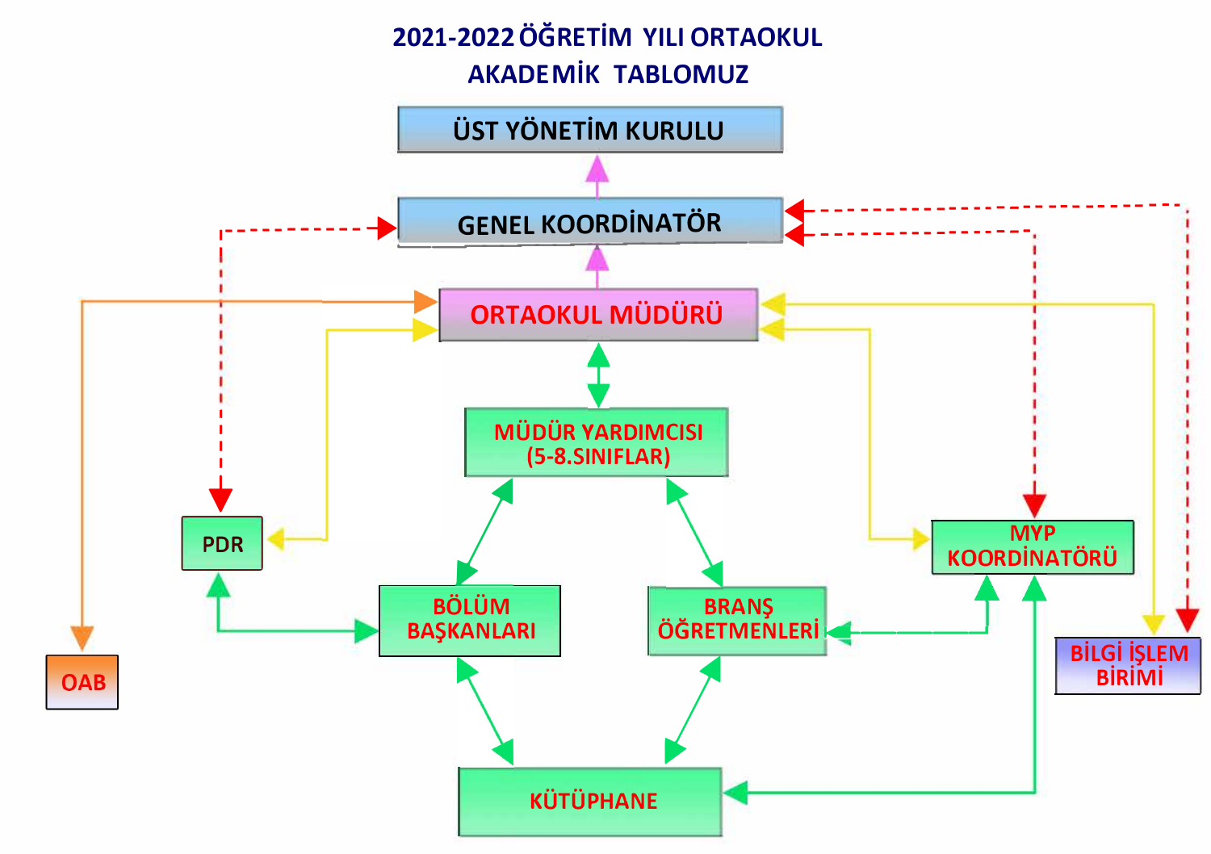# 2021-2022 ÖĞRETİM YILI ORTAOKUL AKADEMİK TABLOMUZ

ÜST YÖNETİM KURULU

GENEL KOORDİNATÖR

ORTAOKUL MÜDÜRÜ

MÜDÜR YARDIMCISI (5-8.SINIFLAR)

PDR

MYP KOORDİNATÖRÜ

BÖLÜM BAŞKANLARI

BRANŞ ÖĞRETMENLERİ

OAB

BİLGİ İŞLEM BİRİMİ

KÜTÜPHANE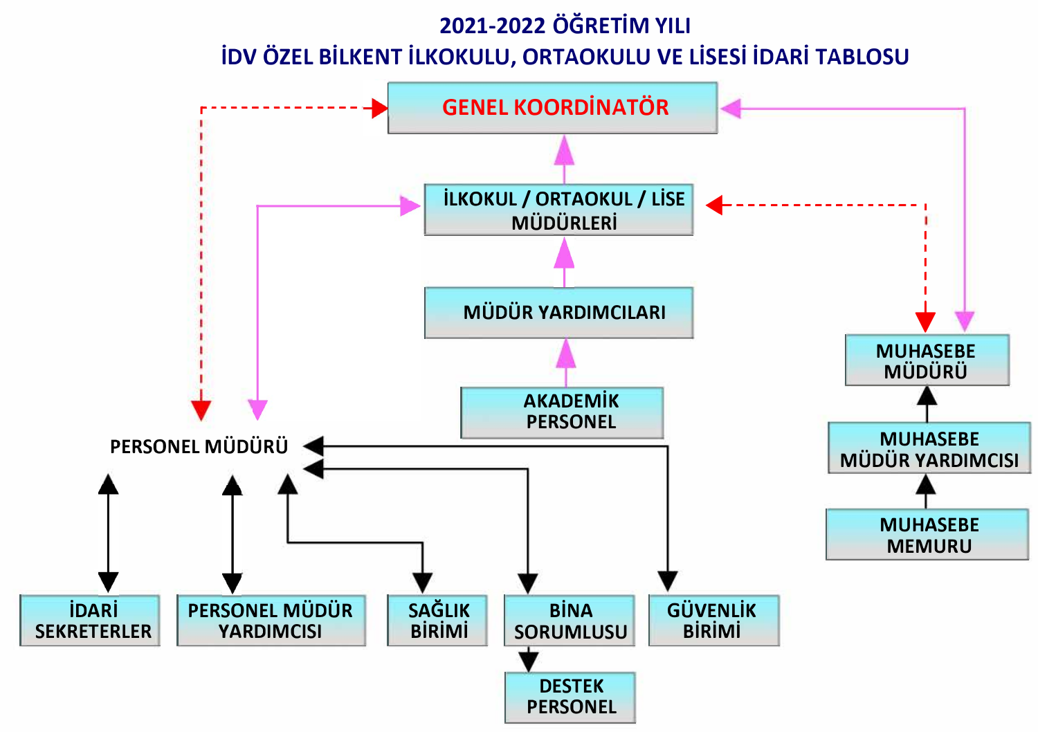# 2021-2022 ÖĞRETİM YILI
# İDV ÖZEL BİLKENT İLKOKULU, ORTAOKULU VE LİSESİ İDARİ TABLOSU

- GENEL KOORDİNATÖR
  - İLKOKUL / ORTAOKUL / LİSE MÜDÜRLERİ
    - MÜDÜR YARDIMCILARI
      - AKADEMİK PERSONEL
  - PERSONEL MÜDÜRÜ
    - İDARİ SEKRETERLER
    - PERSONEL MÜDÜR YARDIMCISI
    - SAĞLIK BİRİMİ
    - BİNA SORUMLUSU
      - DESTEK PERSONEL
    - GÜVENLİK BİRİMİ
  - MUHASEBE MÜDÜRÜ
    - MUHASEBE MÜDÜR YARDIMCISI
      - MUHASEBE MEMURU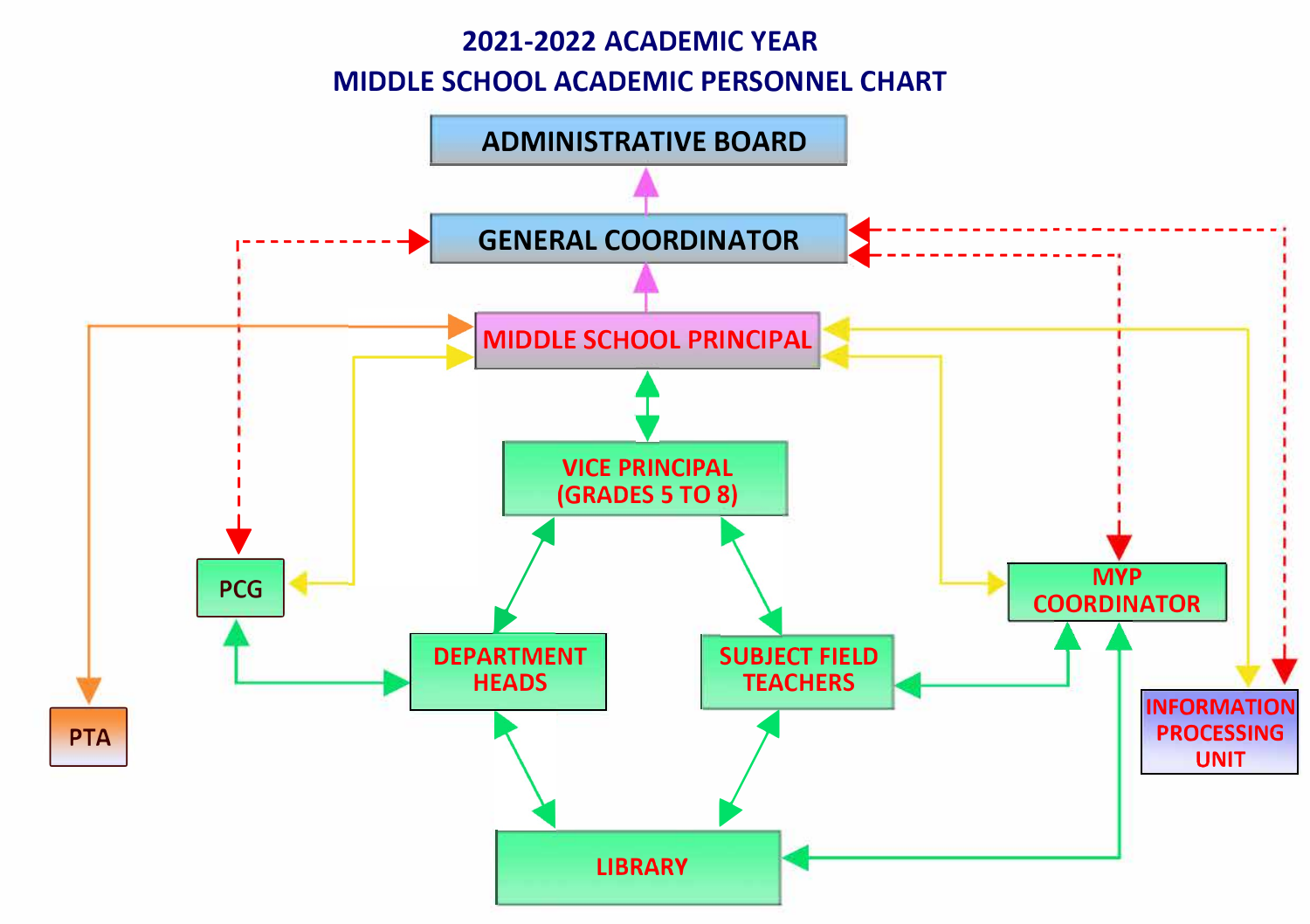# 2021-2022 ACADEMIC YEAR
# MIDDLE SCHOOL ACADEMIC PERSONNEL CHART

ADMINISTRATIVE BOARD

GENERAL COORDINATOR

MIDDLE SCHOOL PRINCIPAL

VICE PRINCIPAL (GRADES 5 TO 8)

PCG

MYP COORDINATOR

DEPARTMENT HEADS

SUBJECT FIELD TEACHERS

PTA

INFORMATION PROCESSING UNIT

LIBRARY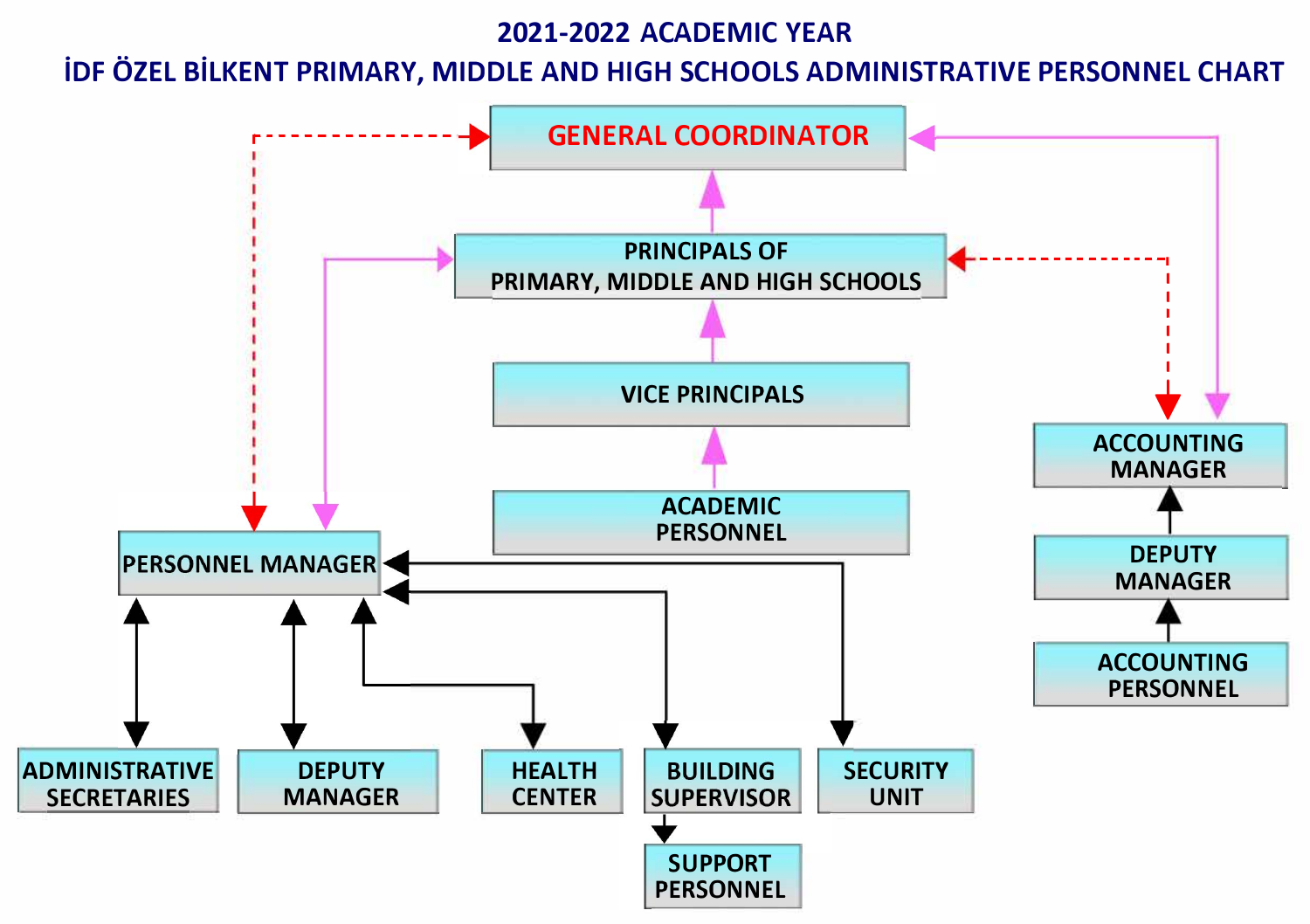# 2021-2022 ACADEMIC YEAR

## İDF ÖZEL BİLKENT PRIMARY, MIDDLE AND HIGH SCHOOLS ADMINISTRATIVE PERSONNEL CHART

GENERAL COORDINATOR

PRINCIPALS OF PRIMARY, MIDDLE AND HIGH SCHOOLS

VICE PRINCIPALS

ACADEMIC PERSONNEL

PERSONNEL MANAGER

ACCOUNTING MANAGER

DEPUTY MANAGER

ACCOUNTING PERSONNEL

ADMINISTRATIVE SECRETARIES

DEPUTY MANAGER

HEALTH CENTER

BUILDING SUPERVISOR

SECURITY UNIT

SUPPORT PERSONNEL